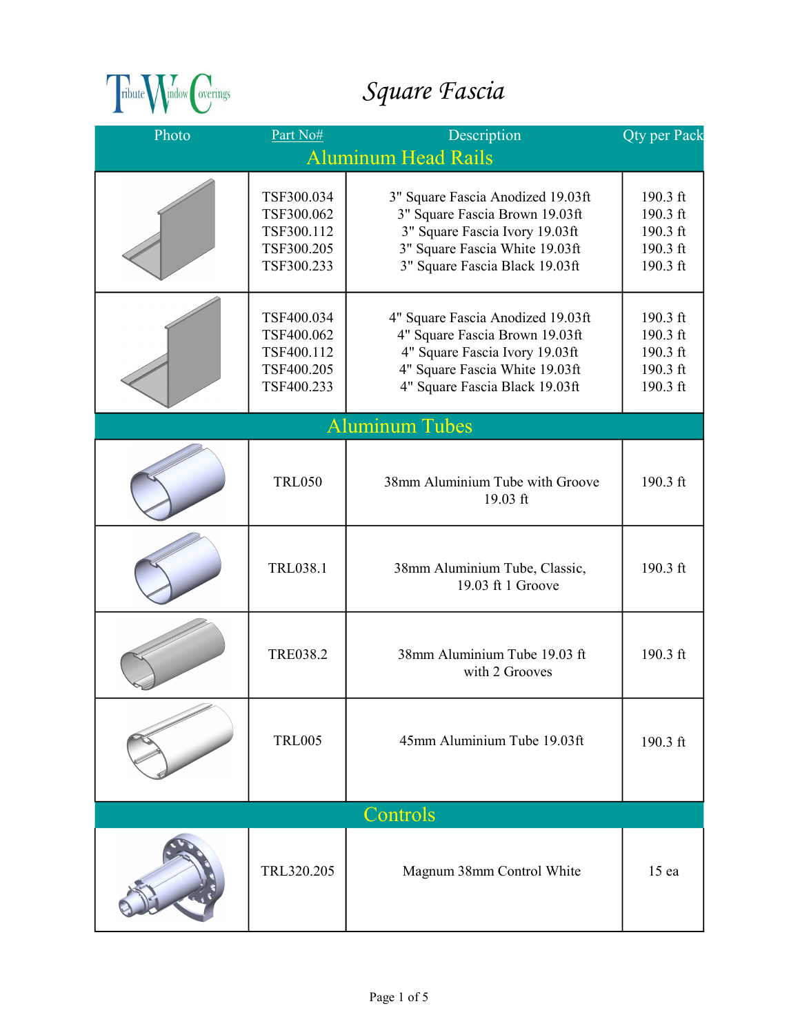Tribute Window Coverings

# Square Fascia

| Photo | Part No# | Description | Qty per Pack |
|---|---|---|---|
| **Aluminum Head Rails** | | | |
| | TSF300.034<br>TSF300.062<br>TSF300.112<br>TSF300.205<br>TSF300.233 | 3" Square Fascia Anodized 19.03ft<br>3" Square Fascia Brown 19.03ft<br>3" Square Fascia Ivory 19.03ft<br>3" Square Fascia White 19.03ft<br>3" Square Fascia Black 19.03ft | 190.3 ft<br>190.3 ft<br>190.3 ft<br>190.3 ft<br>190.3 ft |
| | TSF400.034<br>TSF400.062<br>TSF400.112<br>TSF400.205<br>TSF400.233 | 4" Square Fascia Anodized 19.03ft<br>4" Square Fascia Brown 19.03ft<br>4" Square Fascia Ivory 19.03ft<br>4" Square Fascia White 19.03ft<br>4" Square Fascia Black 19.03ft | 190.3 ft<br>190.3 ft<br>190.3 ft<br>190.3 ft<br>190.3 ft |
| **Aluminum Tubes** | | | |
| | TRL050 | 38mm Aluminium Tube with Groove 19.03 ft | 190.3 ft |
| | TRL038.1 | 38mm Aluminium Tube, Classic, 19.03 ft 1 Groove | 190.3 ft |
| | TRE038.2 | 38mm Aluminium Tube 19.03 ft with 2 Grooves | 190.3 ft |
| | TRL005 | 45mm Aluminium Tube 19.03ft | 190.3 ft |
| **Controls** | | | |
| | TRL320.205 | Magnum 38mm Control White | 15 ea |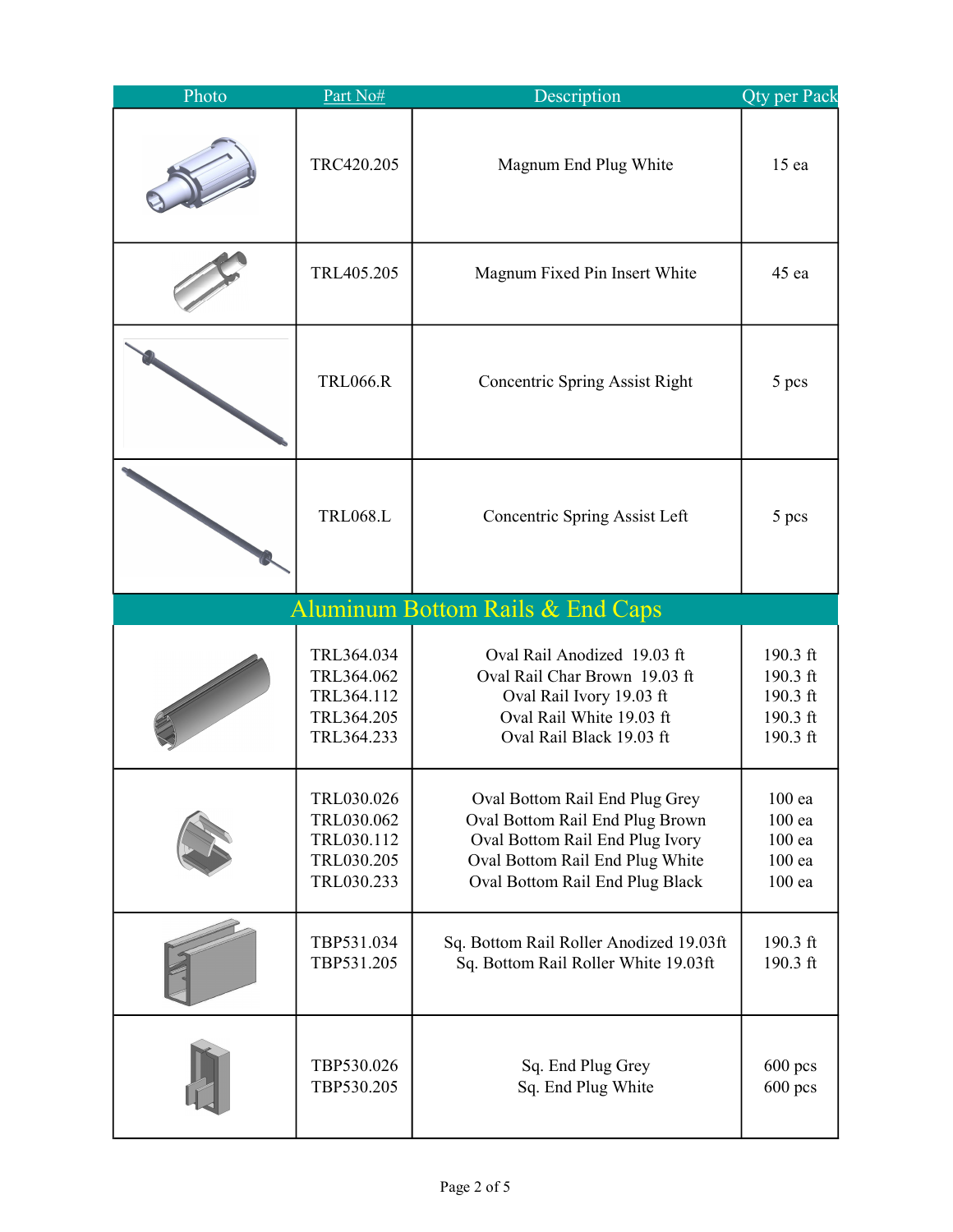| Photo | Part No# | Description | Qty per Pack |
| --- | --- | --- | --- |
| | TRC420.205 | Magnum End Plug White | 15 ea |
| | TRL405.205 | Magnum Fixed Pin Insert White | 45 ea |
| | TRL066.R | Concentric Spring Assist Right | 5 pcs |
| | TRL068.L | Concentric Spring Assist Left | 5 pcs |
| **Aluminum Bottom Rails & End Caps** | | | |
| | TRL364.034<br>TRL364.062<br>TRL364.112<br>TRL364.205<br>TRL364.233 | Oval Rail Anodized 19.03 ft<br>Oval Rail Char Brown 19.03 ft<br>Oval Rail Ivory 19.03 ft<br>Oval Rail White 19.03 ft<br>Oval Rail Black 19.03 ft | 190.3 ft<br>190.3 ft<br>190.3 ft<br>190.3 ft<br>190.3 ft |
| | TRL030.026<br>TRL030.062<br>TRL030.112<br>TRL030.205<br>TRL030.233 | Oval Bottom Rail End Plug Grey<br>Oval Bottom Rail End Plug Brown<br>Oval Bottom Rail End Plug Ivory<br>Oval Bottom Rail End Plug White<br>Oval Bottom Rail End Plug Black | 100 ea<br>100 ea<br>100 ea<br>100 ea<br>100 ea |
| | TBP531.034<br>TBP531.205 | Sq. Bottom Rail Roller Anodized 19.03ft<br>Sq. Bottom Rail Roller White 19.03ft | 190.3 ft<br>190.3 ft |
| | TBP530.026<br>TBP530.205 | Sq. End Plug Grey<br>Sq. End Plug White | 600 pcs<br>600 pcs |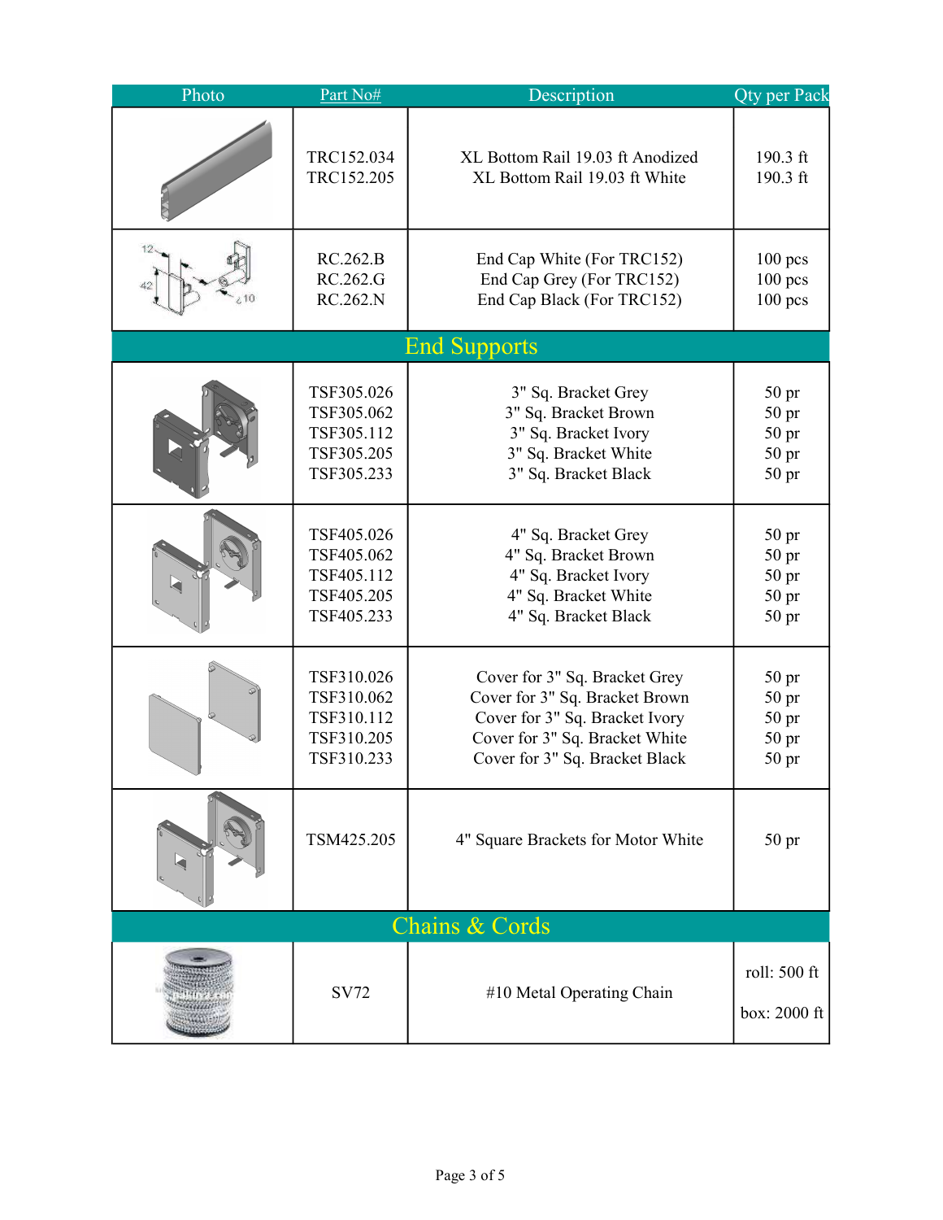| Photo | Part No# | Description | Qty per Pack |
|---|---|---|---|
| | TRC152.034<br>TRC152.205 | XL Bottom Rail 19.03 ft Anodized<br>XL Bottom Rail 19.03 ft White | 190.3 ft<br>190.3 ft |
| | RC.262.B<br>RC.262.G<br>RC.262.N | End Cap White (For TRC152)<br>End Cap Grey (For TRC152)<br>End Cap Black (For TRC152) | 100 pcs<br>100 pcs<br>100 pcs |
| **End Supports** | | | |
| | TSF305.026<br>TSF305.062<br>TSF305.112<br>TSF305.205<br>TSF305.233 | 3" Sq. Bracket Grey<br>3" Sq. Bracket Brown<br>3" Sq. Bracket Ivory<br>3" Sq. Bracket White<br>3" Sq. Bracket Black | 50 pr<br>50 pr<br>50 pr<br>50 pr<br>50 pr |
| | TSF405.026<br>TSF405.062<br>TSF405.112<br>TSF405.205<br>TSF405.233 | 4" Sq. Bracket Grey<br>4" Sq. Bracket Brown<br>4" Sq. Bracket Ivory<br>4" Sq. Bracket White<br>4" Sq. Bracket Black | 50 pr<br>50 pr<br>50 pr<br>50 pr<br>50 pr |
| | TSF310.026<br>TSF310.062<br>TSF310.112<br>TSF310.205<br>TSF310.233 | Cover for 3" Sq. Bracket Grey<br>Cover for 3" Sq. Bracket Brown<br>Cover for 3" Sq. Bracket Ivory<br>Cover for 3" Sq. Bracket White<br>Cover for 3" Sq. Bracket Black | 50 pr<br>50 pr<br>50 pr<br>50 pr<br>50 pr |
| | TSM425.205 | 4" Square Brackets for Motor White | 50 pr |
| **Chains & Cords** | | | |
| | SV72 | #10 Metal Operating Chain | roll: 500 ft<br>box: 2000 ft |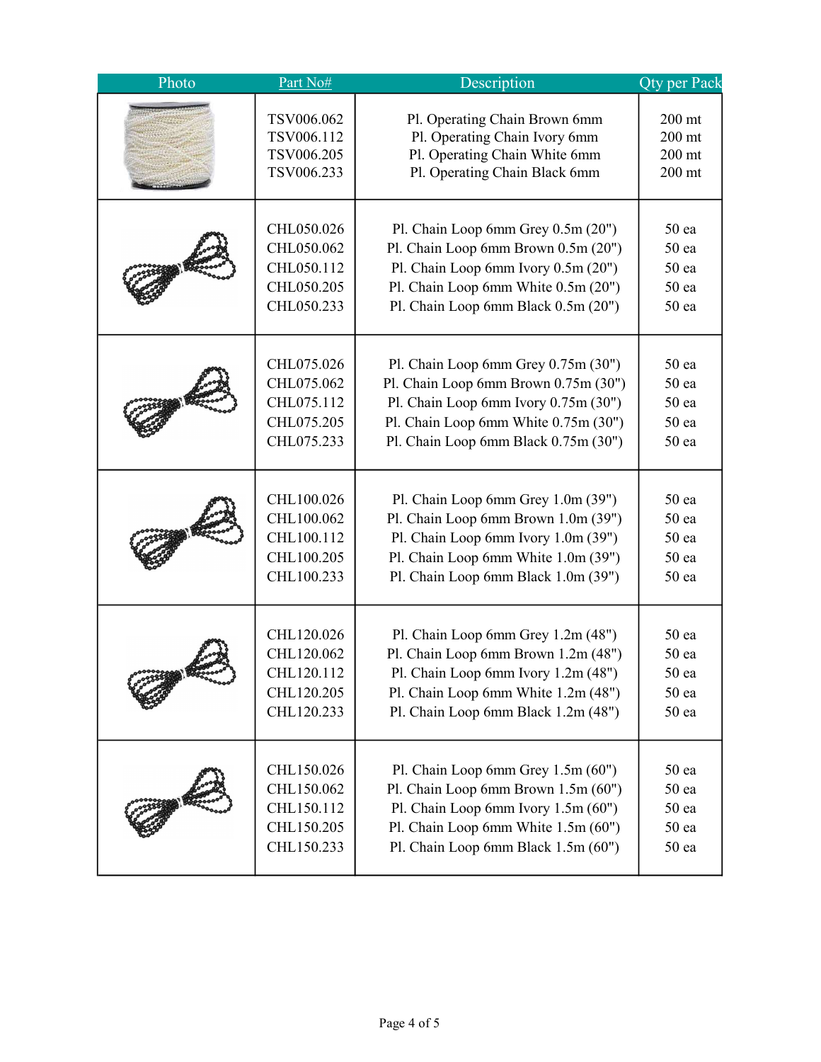| Photo | Part No# | Description | Qty per Pack |
| --- | --- | --- | --- |
| | TSV006.062<br>TSV006.112<br>TSV006.205<br>TSV006.233 | Pl. Operating Chain Brown 6mm<br>Pl. Operating Chain Ivory 6mm<br>Pl. Operating Chain White 6mm<br>Pl. Operating Chain Black 6mm | 200 mt<br>200 mt<br>200 mt<br>200 mt |
| | CHL050.026<br>CHL050.062<br>CHL050.112<br>CHL050.205<br>CHL050.233 | Pl. Chain Loop 6mm Grey 0.5m (20")<br>Pl. Chain Loop 6mm Brown 0.5m (20")<br>Pl. Chain Loop 6mm Ivory 0.5m (20")<br>Pl. Chain Loop 6mm White 0.5m (20")<br>Pl. Chain Loop 6mm Black 0.5m (20") | 50 ea<br>50 ea<br>50 ea<br>50 ea<br>50 ea |
| | CHL075.026<br>CHL075.062<br>CHL075.112<br>CHL075.205<br>CHL075.233 | Pl. Chain Loop 6mm Grey 0.75m (30")<br>Pl. Chain Loop 6mm Brown 0.75m (30")<br>Pl. Chain Loop 6mm Ivory 0.75m (30")<br>Pl. Chain Loop 6mm White 0.75m (30")<br>Pl. Chain Loop 6mm Black 0.75m (30") | 50 ea<br>50 ea<br>50 ea<br>50 ea<br>50 ea |
| | CHL100.026<br>CHL100.062<br>CHL100.112<br>CHL100.205<br>CHL100.233 | Pl. Chain Loop 6mm Grey 1.0m (39")<br>Pl. Chain Loop 6mm Brown 1.0m (39")<br>Pl. Chain Loop 6mm Ivory 1.0m (39")<br>Pl. Chain Loop 6mm White 1.0m (39")<br>Pl. Chain Loop 6mm Black 1.0m (39") | 50 ea<br>50 ea<br>50 ea<br>50 ea<br>50 ea |
| | CHL120.026<br>CHL120.062<br>CHL120.112<br>CHL120.205<br>CHL120.233 | Pl. Chain Loop 6mm Grey 1.2m (48")<br>Pl. Chain Loop 6mm Brown 1.2m (48")<br>Pl. Chain Loop 6mm Ivory 1.2m (48")<br>Pl. Chain Loop 6mm White 1.2m (48")<br>Pl. Chain Loop 6mm Black 1.2m (48") | 50 ea<br>50 ea<br>50 ea<br>50 ea<br>50 ea |
| | CHL150.026<br>CHL150.062<br>CHL150.112<br>CHL150.205<br>CHL150.233 | Pl. Chain Loop 6mm Grey 1.5m (60")<br>Pl. Chain Loop 6mm Brown 1.5m (60")<br>Pl. Chain Loop 6mm Ivory 1.5m (60")<br>Pl. Chain Loop 6mm White 1.5m (60")<br>Pl. Chain Loop 6mm Black 1.5m (60") | 50 ea<br>50 ea<br>50 ea<br>50 ea<br>50 ea |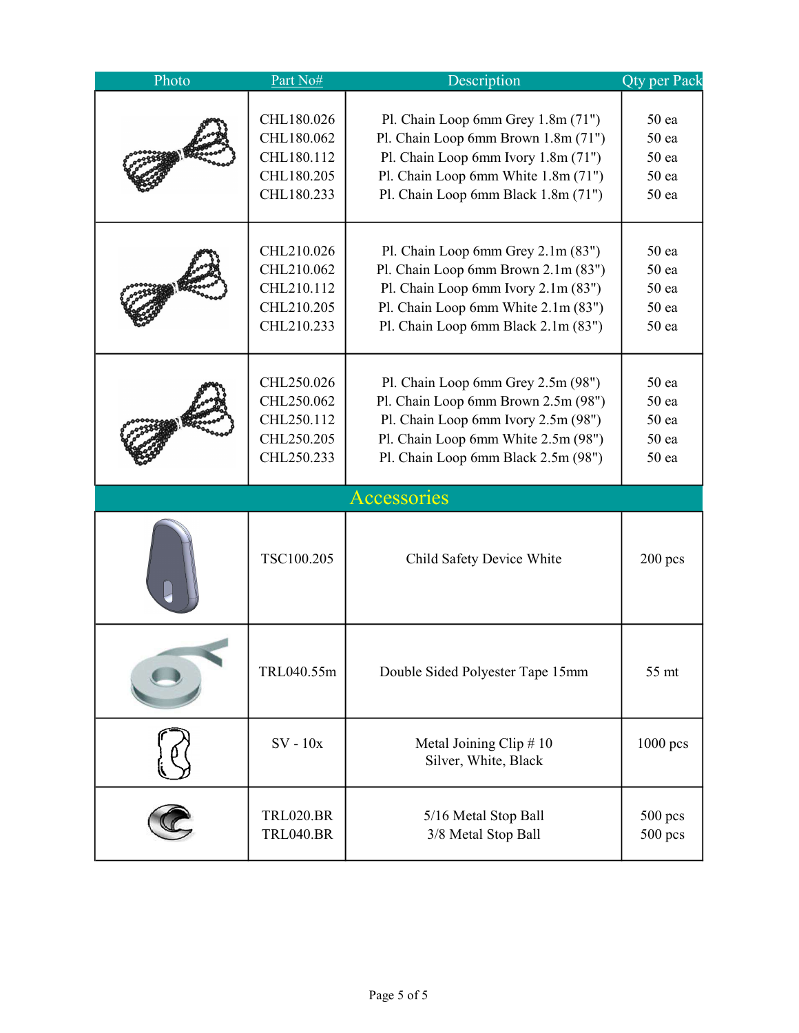| Photo | Part No# | Description | Qty per Pack |
|---|---|---|---|
| | CHL180.026<br>CHL180.062<br>CHL180.112<br>CHL180.205<br>CHL180.233 | Pl. Chain Loop 6mm Grey 1.8m (71")<br>Pl. Chain Loop 6mm Brown 1.8m (71")<br>Pl. Chain Loop 6mm Ivory 1.8m (71")<br>Pl. Chain Loop 6mm White 1.8m (71")<br>Pl. Chain Loop 6mm Black 1.8m (71") | 50 ea<br>50 ea<br>50 ea<br>50 ea<br>50 ea |
| | CHL210.026<br>CHL210.062<br>CHL210.112<br>CHL210.205<br>CHL210.233 | Pl. Chain Loop 6mm Grey 2.1m (83")<br>Pl. Chain Loop 6mm Brown 2.1m (83")<br>Pl. Chain Loop 6mm Ivory 2.1m (83")<br>Pl. Chain Loop 6mm White 2.1m (83")<br>Pl. Chain Loop 6mm Black 2.1m (83") | 50 ea<br>50 ea<br>50 ea<br>50 ea<br>50 ea |
| | CHL250.026<br>CHL250.062<br>CHL250.112<br>CHL250.205<br>CHL250.233 | Pl. Chain Loop 6mm Grey 2.5m (98")<br>Pl. Chain Loop 6mm Brown 2.5m (98")<br>Pl. Chain Loop 6mm Ivory 2.5m (98")<br>Pl. Chain Loop 6mm White 2.5m (98")<br>Pl. Chain Loop 6mm Black 2.5m (98") | 50 ea<br>50 ea<br>50 ea<br>50 ea<br>50 ea |
| **Accessories** | | | |
| | TSC100.205 | Child Safety Device White | 200 pcs |
| | TRL040.55m | Double Sided Polyester Tape 15mm | 55 mt |
| | SV - 10x | Metal Joining Clip # 10<br>Silver, White, Black | 1000 pcs |
| | TRL020.BR<br>TRL040.BR | 5/16 Metal Stop Ball<br>3/8 Metal Stop Ball | 500 pcs<br>500 pcs |